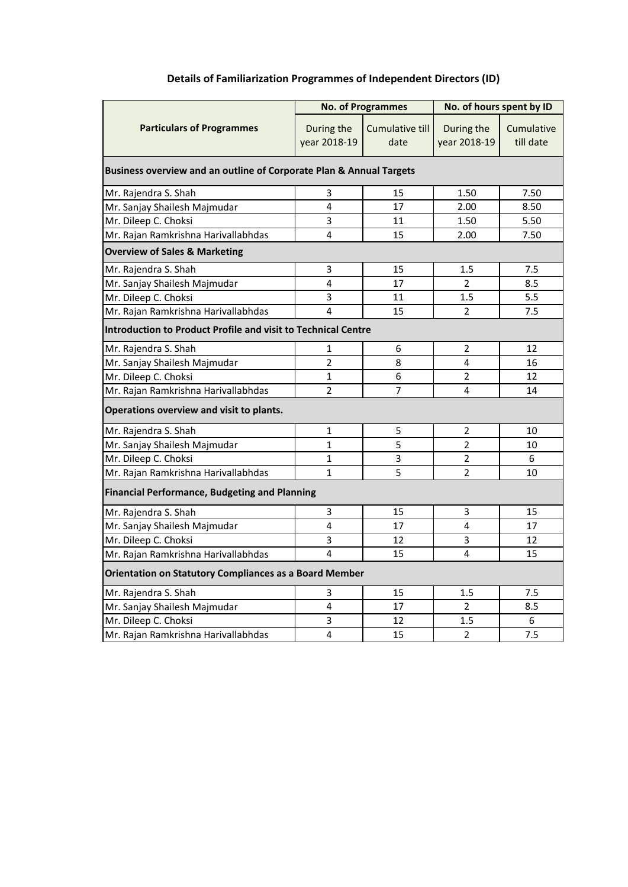# Details of Familiarization Programmes of Independent Directors (ID)

| Particulars of Programmes | No. of Programmes | | No. of hours spent by ID | |
|---|---|---|---|---|
| | During the year 2018-19 | Cumulative till date | During the year 2018-19 | Cumulative till date |
| **Business overview and an outline of Corporate Plan & Annual Targets** | | | | |
| Mr. Rajendra S. Shah | 3 | 15 | 1.50 | 7.50 |
| Mr. Sanjay Shailesh Majmudar | 4 | 17 | 2.00 | 8.50 |
| Mr. Dileep C. Choksi | 3 | 11 | 1.50 | 5.50 |
| Mr. Rajan Ramkrishna Harivallabhdas | 4 | 15 | 2.00 | 7.50 |
| **Overview of Sales & Marketing** | | | | |
| Mr. Rajendra S. Shah | 3 | 15 | 1.5 | 7.5 |
| Mr. Sanjay Shailesh Majmudar | 4 | 17 | 2 | 8.5 |
| Mr. Dileep C. Choksi | 3 | 11 | 1.5 | 5.5 |
| Mr. Rajan Ramkrishna Harivallabhdas | 4 | 15 | 2 | 7.5 |
| **Introduction to Product Profile and visit to Technical Centre** | | | | |
| Mr. Rajendra S. Shah | 1 | 6 | 2 | 12 |
| Mr. Sanjay Shailesh Majmudar | 2 | 8 | 4 | 16 |
| Mr. Dileep C. Choksi | 1 | 6 | 2 | 12 |
| Mr. Rajan Ramkrishna Harivallabhdas | 2 | 7 | 4 | 14 |
| **Operations overview and visit to plants.** | | | | |
| Mr. Rajendra S. Shah | 1 | 5 | 2 | 10 |
| Mr. Sanjay Shailesh Majmudar | 1 | 5 | 2 | 10 |
| Mr. Dileep C. Choksi | 1 | 3 | 2 | 6 |
| Mr. Rajan Ramkrishna Harivallabhdas | 1 | 5 | 2 | 10 |
| **Financial Performance, Budgeting and Planning** | | | | |
| Mr. Rajendra S. Shah | 3 | 15 | 3 | 15 |
| Mr. Sanjay Shailesh Majmudar | 4 | 17 | 4 | 17 |
| Mr. Dileep C. Choksi | 3 | 12 | 3 | 12 |
| Mr. Rajan Ramkrishna Harivallabhdas | 4 | 15 | 4 | 15 |
| **Orientation on Statutory Compliances as a Board Member** | | | | |
| Mr. Rajendra S. Shah | 3 | 15 | 1.5 | 7.5 |
| Mr. Sanjay Shailesh Majmudar | 4 | 17 | 2 | 8.5 |
| Mr. Dileep C. Choksi | 3 | 12 | 1.5 | 6 |
| Mr. Rajan Ramkrishna Harivallabhdas | 4 | 15 | 2 | 7.5 |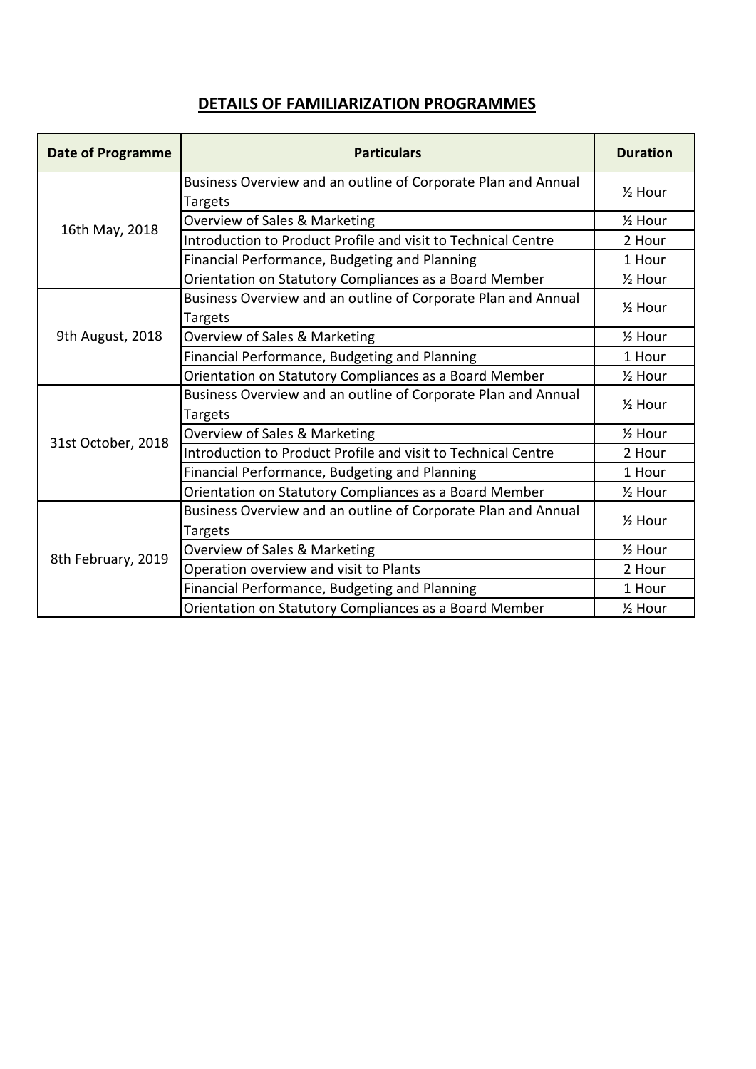## DETAILS OF FAMILIARIZATION PROGRAMMES

| Date of Programme | Particulars | Duration |
|---|---|---|
| 16th May, 2018 | Business Overview and an outline of Corporate Plan and Annual Targets | ½ Hour |
| | Overview of Sales & Marketing | ½ Hour |
| | Introduction to Product Profile and visit to Technical Centre | 2 Hour |
| | Financial Performance, Budgeting and Planning | 1 Hour |
| | Orientation on Statutory Compliances as a Board Member | ½ Hour |
| 9th August, 2018 | Business Overview and an outline of Corporate Plan and Annual Targets | ½ Hour |
| | Overview of Sales & Marketing | ½ Hour |
| | Financial Performance, Budgeting and Planning | 1 Hour |
| | Orientation on Statutory Compliances as a Board Member | ½ Hour |
| 31st October, 2018 | Business Overview and an outline of Corporate Plan and Annual Targets | ½ Hour |
| | Overview of Sales & Marketing | ½ Hour |
| | Introduction to Product Profile and visit to Technical Centre | 2 Hour |
| | Financial Performance, Budgeting and Planning | 1 Hour |
| | Orientation on Statutory Compliances as a Board Member | ½ Hour |
| 8th February, 2019 | Business Overview and an outline of Corporate Plan and Annual Targets | ½ Hour |
| | Overview of Sales & Marketing | ½ Hour |
| | Operation overview and visit to Plants | 2 Hour |
| | Financial Performance, Budgeting and Planning | 1 Hour |
| | Orientation on Statutory Compliances as a Board Member | ½ Hour |